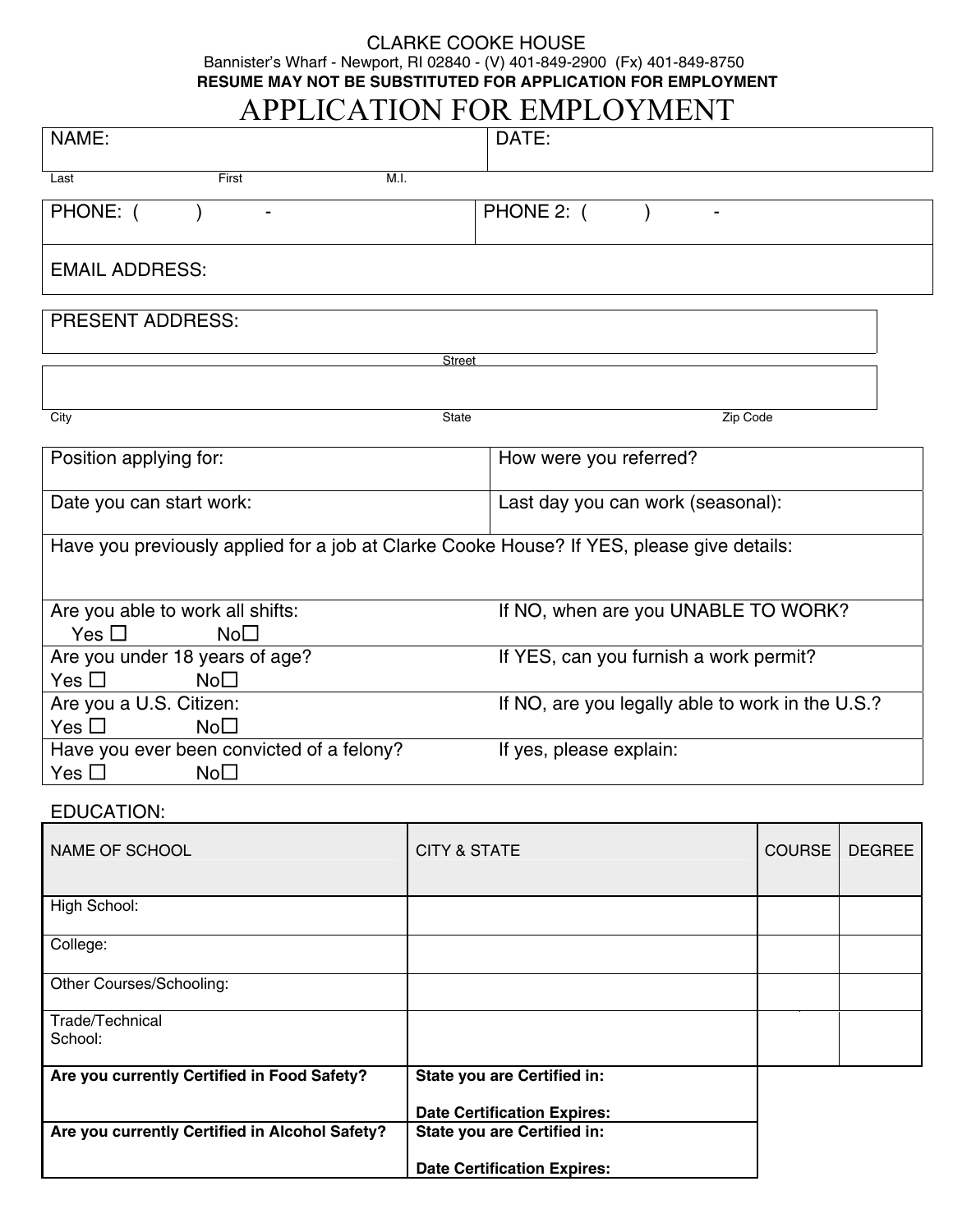CLARKE COOKE HOUSE

Bannister's Wharf - Newport, RI 02840 - (V) 401-849-2900 (Fx) 401-849-8750

**RESUME MAY NOT BE SUBSTITUTED FOR APPLICATION FOR EMPLOYMENT**

# APPLICATION FOR EMPLOYMENT

| NAME: | DATE: |
|---|---|

Last First M.I.

| PHONE: ( ) - | PHONE 2: ( ) - |
|---|---|
| EMAIL ADDRESS: | |

| PRESENT ADDRESS: |
|---|
| Street |
| City State Zip Code |

| Position applying for: | How were you referred? |
|---|---|
| Date you can start work: | Last day you can work (seasonal): |
| Have you previously applied for a job at Clarke Cooke House? If YES, please give details: | |
| Are you able to work all shifts: Yes ☐ No☐ | If NO, when are you UNABLE TO WORK? |
| Are you under 18 years of age? Yes ☐ No☐ | If YES, can you furnish a work permit? |
| Are you a U.S. Citizen: Yes ☐ No☐ | If NO, are you legally able to work in the U.S.? |
| Have you ever been convicted of a felony? Yes ☐ No☐ | If yes, please explain: |

EDUCATION:

| NAME OF SCHOOL | CITY & STATE | COURSE | DEGREE |
|---|---|---|---|
| High School: | | | |
| College: | | | |
| Other Courses/Schooling: | | | |
| Trade/Technical School: | | | |
| **Are you currently Certified in Food Safety?** | **State you are Certified in:** **Date Certification Expires:** | | |
| **Are you currently Certified in Alcohol Safety?** | **State you are Certified in:** **Date Certification Expires:** | | |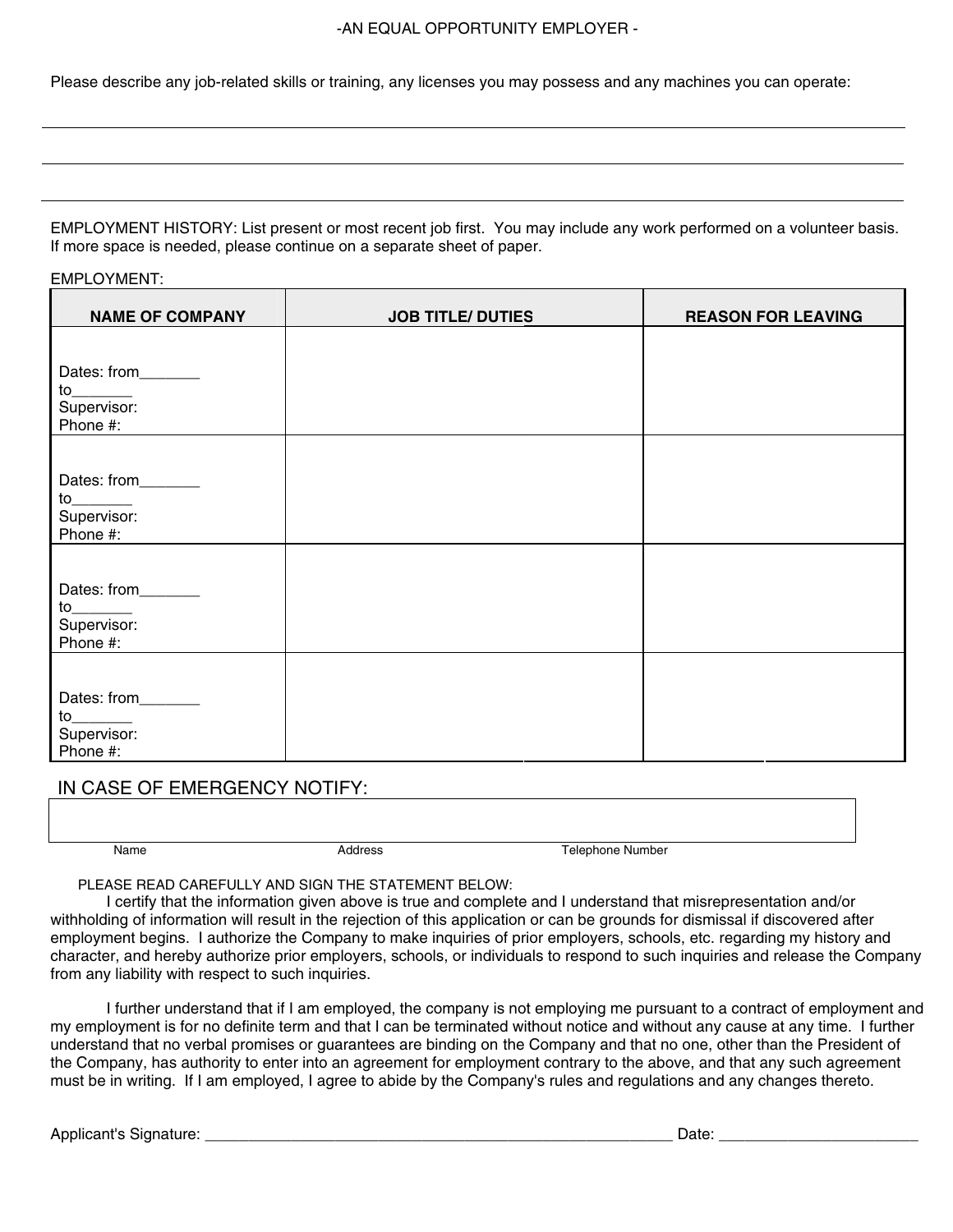-AN EQUAL OPPORTUNITY EMPLOYER -

Please describe any job-related skills or training, any licenses you may possess and any machines you can operate:

______________________________________________________________________________

______________________________________________________________________________

______________________________________________________________________________

EMPLOYMENT HISTORY: List present or most recent job first. You may include any work performed on a volunteer basis. If more space is needed, please continue on a separate sheet of paper.

EMPLOYMENT:

| NAME OF COMPANY | JOB TITLE/ DUTIES | REASON FOR LEAVING |
|---|---|---|
| Dates: from_______ to_______ Supervisor: Phone #: | | |
| Dates: from_______ to_______ Supervisor: Phone #: | | |
| Dates: from_______ to_______ Supervisor: Phone #: | | |
| Dates: from_______ to_______ Supervisor: Phone #: | | |

IN CASE OF EMERGENCY NOTIFY:

| | | |
|---|---|---|
| | | |
| Name | Address | Telephone Number |

PLEASE READ CAREFULLY AND SIGN THE STATEMENT BELOW:

I certify that the information given above is true and complete and I understand that misrepresentation and/or withholding of information will result in the rejection of this application or can be grounds for dismissal if discovered after employment begins. I authorize the Company to make inquiries of prior employers, schools, etc. regarding my history and character, and hereby authorize prior employers, schools, or individuals to respond to such inquiries and release the Company from any liability with respect to such inquiries.

I further understand that if I am employed, the company is not employing me pursuant to a contract of employment and my employment is for no definite term and that I can be terminated without notice and without any cause at any time. I further understand that no verbal promises or guarantees are binding on the Company and that no one, other than the President of the Company, has authority to enter into an agreement for employment contrary to the above, and that any such agreement must be in writing. If I am employed, I agree to abide by the Company's rules and regulations and any changes thereto.

Applicant's Signature: ________________________________________________________ Date: ________________________